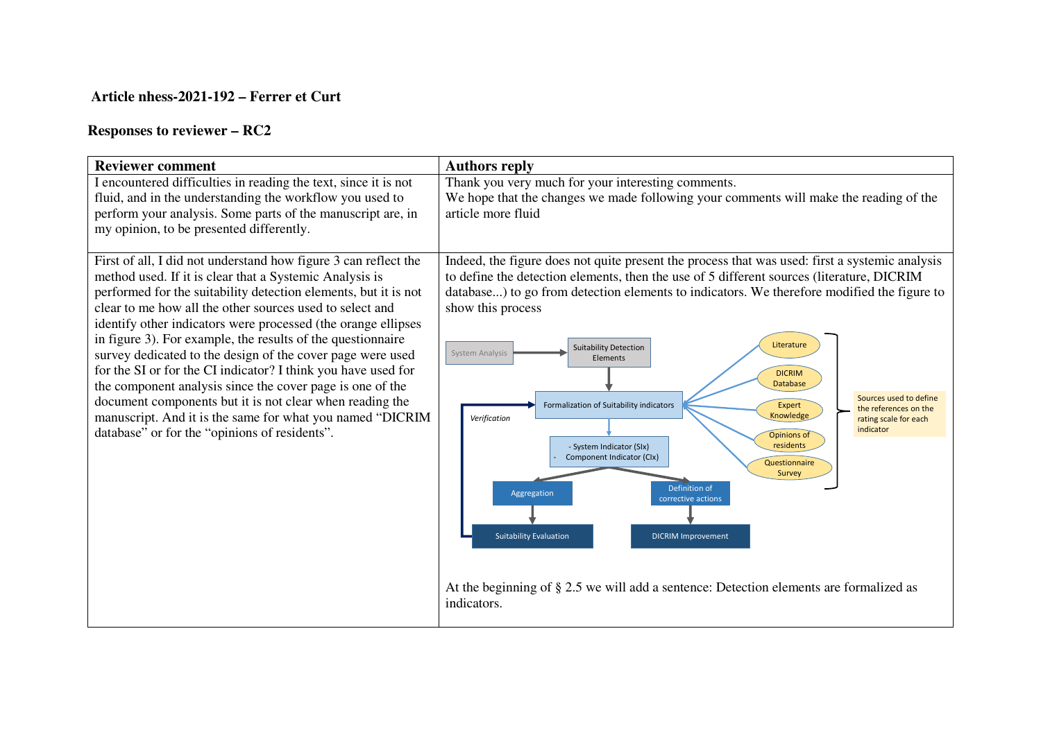**Article nhess-2021-192 – Ferrer et Curt**

**Responses to reviewer – RC2**

| Reviewer comment | Authors reply |
| --- | --- |
| I encountered difficulties in reading the text, since it is not fluid, and in the understanding the workflow you used to perform your analysis. Some parts of the manuscript are, in my opinion, to be presented differently. | Thank you very much for your interesting comments.<br>We hope that the changes we made following your comments will make the reading of the article more fluid |
| First of all, I did not understand how figure 3 can reflect the method used. If it is clear that a Systemic Analysis is performed for the suitability detection elements, but it is not clear to me how all the other sources used to select and identify other indicators were processed (the orange ellipses in figure 3). For example, the results of the questionnaire survey dedicated to the design of the cover page were used for the SI or for the CI indicator? I think you have used for the component analysis since the cover page is one of the document components but it is not clear when reading the manuscript. And it is the same for what you named "DICRIM database" or for the "opinions of residents". | Indeed, the figure does not quite present the process that was used: first a systemic analysis to define the detection elements, then the use of 5 different sources (literature, DICRIM database...) to go from detection elements to indicators. We therefore modified the figure to show this process<br><br>At the beginning of § 2.5 we will add a sentence: Detection elements are formalized as indicators. |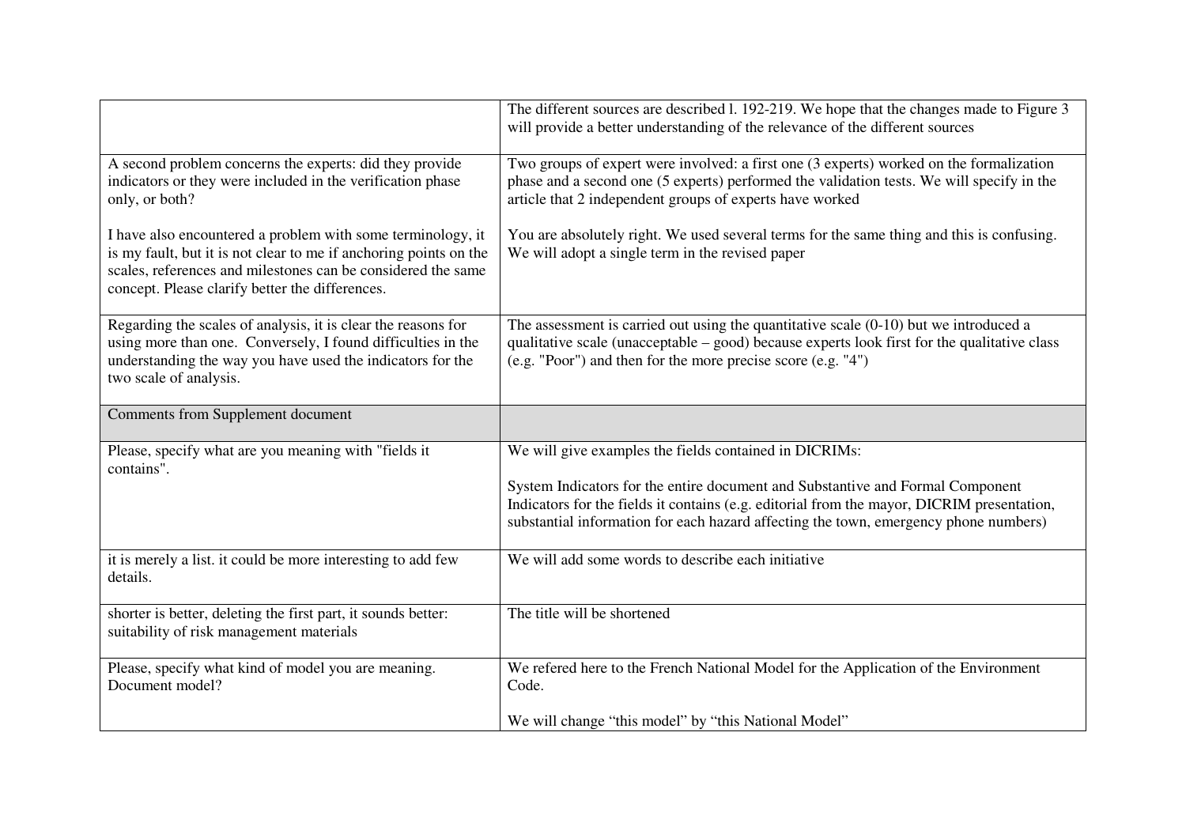| | |
|---|---|
| | The different sources are described l. 192-219. We hope that the changes made to Figure 3 will provide a better understanding of the relevance of the different sources |
| A second problem concerns the experts: did they provide indicators or they were included in the verification phase only, or both?<br><br>I have also encountered a problem with some terminology, it is my fault, but it is not clear to me if anchoring points on the scales, references and milestones can be considered the same concept. Please clarify better the differences. | Two groups of expert were involved: a first one (3 experts) worked on the formalization phase and a second one (5 experts) performed the validation tests. We will specify in the article that 2 independent groups of experts have worked<br><br>You are absolutely right. We used several terms for the same thing and this is confusing. We will adopt a single term in the revised paper |
| Regarding the scales of analysis, it is clear the reasons for using more than one. Conversely, I found difficulties in the understanding the way you have used the indicators for the two scale of analysis. | The assessment is carried out using the quantitative scale (0-10) but we introduced a qualitative scale (unacceptable – good) because experts look first for the qualitative class (e.g. "Poor") and then for the more precise score (e.g. "4") |
| Comments from Supplement document | |
| Please, specify what are you meaning with "fields it contains". | We will give examples the fields contained in DICRIMs:<br><br>System Indicators for the entire document and Substantive and Formal Component Indicators for the fields it contains (e.g. editorial from the mayor, DICRIM presentation, substantial information for each hazard affecting the town, emergency phone numbers) |
| it is merely a list. it could be more interesting to add few details. | We will add some words to describe each initiative |
| shorter is better, deleting the first part, it sounds better: suitability of risk management materials | The title will be shortened |
| Please, specify what kind of model you are meaning. Document model? | We refered here to the French National Model for the Application of the Environment Code.<br><br>We will change "this model" by "this National Model" |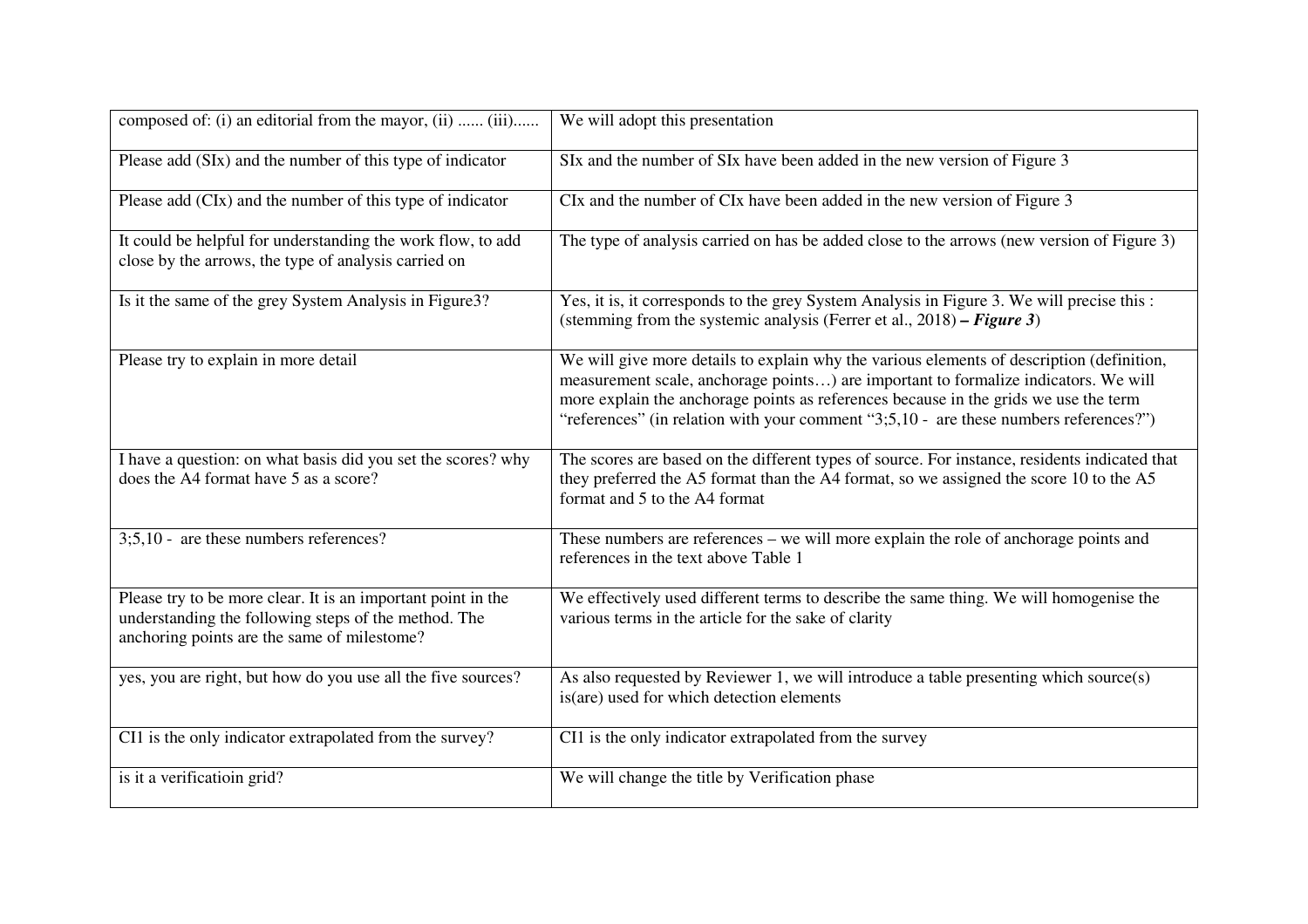| | |
|---|---|
| composed of: (i) an editorial from the mayor, (ii) ...... (iii)...... | We will adopt this presentation |
| Please add (SIx) and the number of this type of indicator | SIx and the number of SIx have been added in the new version of Figure 3 |
| Please add (CIx) and the number of this type of indicator | CIx and the number of CIx have been added in the new version of Figure 3 |
| It could be helpful for understanding the work flow, to add close by the arrows, the type of analysis carried on | The type of analysis carried on has be added close to the arrows (new version of Figure 3) |
| Is it the same of the grey System Analysis in Figure3? | Yes, it is, it corresponds to the grey System Analysis in Figure 3. We will precise this : (stemming from the systemic analysis (Ferrer et al., 2018) ***– Figure 3***) |
| Please try to explain in more detail | We will give more details to explain why the various elements of description (definition, measurement scale, anchorage points…) are important to formalize indicators. We will more explain the anchorage points as references because in the grids we use the term "references" (in relation with your comment "3;5,10 - are these numbers references?") |
| I have a question: on what basis did you set the scores? why does the A4 format have 5 as a score? | The scores are based on the different types of source. For instance, residents indicated that they preferred the A5 format than the A4 format, so we assigned the score 10 to the A5 format and 5 to the A4 format |
| 3;5,10 - are these numbers references? | These numbers are references – we will more explain the role of anchorage points and references in the text above Table 1 |
| Please try to be more clear. It is an important point in the understanding the following steps of the method. The anchoring points are the same of milestome? | We effectively used different terms to describe the same thing. We will homogenise the various terms in the article for the sake of clarity |
| yes, you are right, but how do you use all the five sources? | As also requested by Reviewer 1, we will introduce a table presenting which source(s) is(are) used for which detection elements |
| CI1 is the only indicator extrapolated from the survey? | CI1 is the only indicator extrapolated from the survey |
| is it a verificatioin grid? | We will change the title by Verification phase |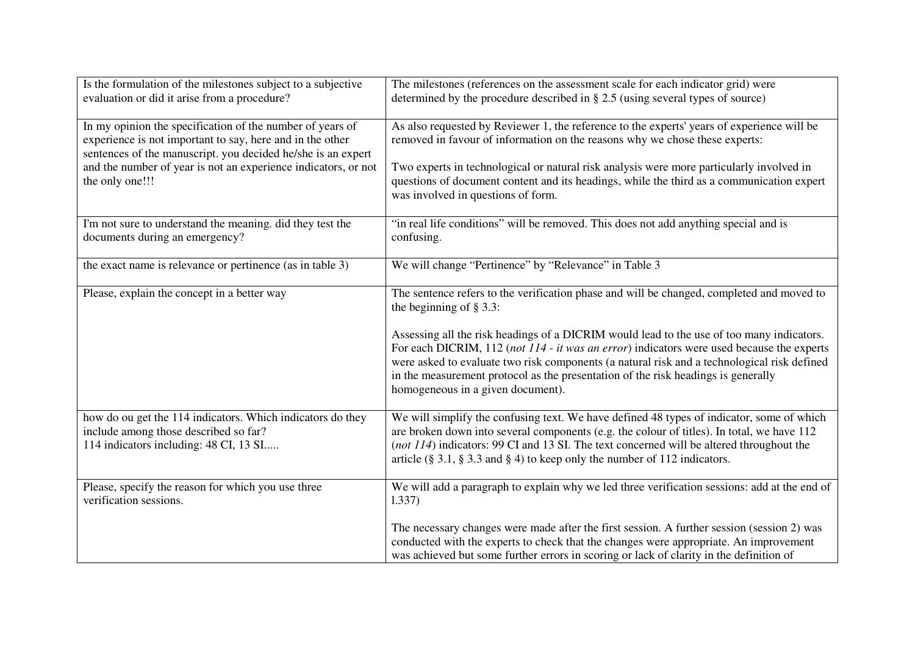| | |
|---|---|
| Is the formulation of the milestones subject to a subjective evaluation or did it arise from a procedure? | The milestones (references on the assessment scale for each indicator grid) were determined by the procedure described in § 2.5 (using several types of source) |
| In my opinion the specification of the number of years of experience is not important to say, here and in the other sentences of the manuscript. you decided he/she is an expert and the number of year is not an experience indicators, or not the only one!!! | As also requested by Reviewer 1, the reference to the experts' years of experience will be removed in favour of information on the reasons why we chose these experts:<br><br>Two experts in technological or natural risk analysis were more particularly involved in questions of document content and its headings, while the third as a communication expert was involved in questions of form. |
| I'm not sure to understand the meaning. did they test the documents during an emergency? | "in real life conditions" will be removed. This does not add anything special and is confusing. |
| the exact name is relevance or pertinence (as in table 3) | We will change "Pertinence" by "Relevance" in Table 3 |
| Please, explain the concept in a better way | The sentence refers to the verification phase and will be changed, completed and moved to the beginning of § 3.3:<br><br>Assessing all the risk headings of a DICRIM would lead to the use of too many indicators. For each DICRIM, 112 (*not 114 - it was an error*) indicators were used because the experts were asked to evaluate two risk components (a natural risk and a technological risk defined in the measurement protocol as the presentation of the risk headings is generally homogeneous in a given document). |
| how do ou get the 114 indicators. Which indicators do they include among those described so far?<br>114 indicators including: 48 CI, 13 SI..... | We will simplify the confusing text. We have defined 48 types of indicator, some of which are broken down into several components (e.g. the colour of titles). In total, we have 112 (*not 114*) indicators: 99 CI and 13 SI. The text concerned will be altered throughout the article (§ 3.1, § 3.3 and § 4) to keep only the number of 112 indicators. |
| Please, specify the reason for which you use three verification sessions. | We will add a paragraph to explain why we led three verification sessions: add at the end of l.337)<br><br>The necessary changes were made after the first session. A further session (session 2) was conducted with the experts to check that the changes were appropriate. An improvement was achieved but some further errors in scoring or lack of clarity in the definition of |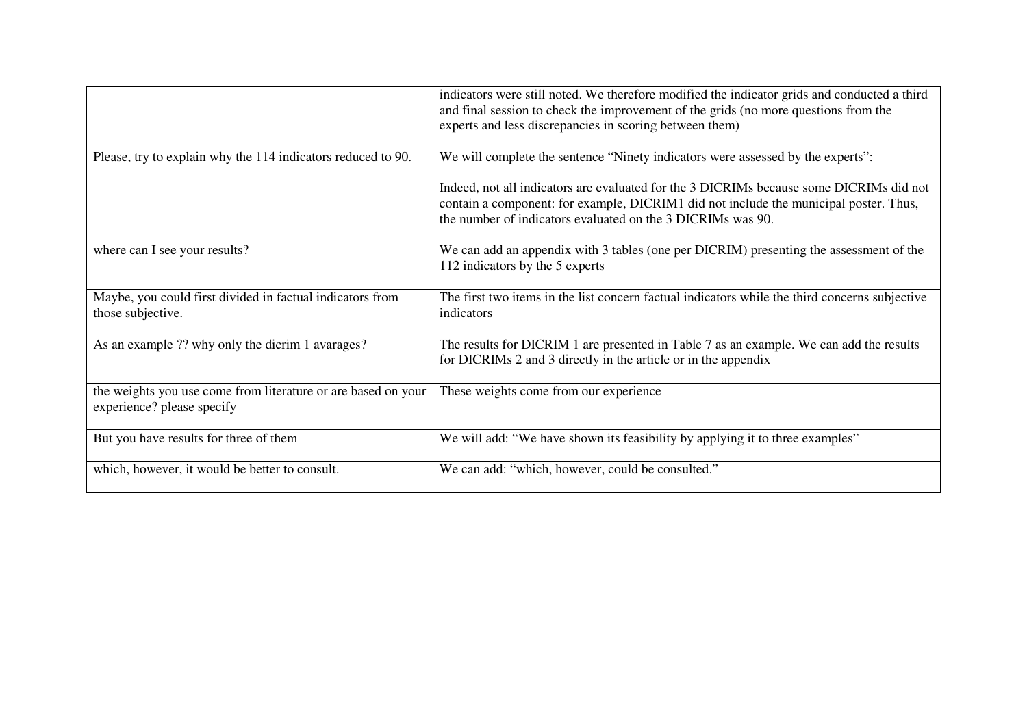| | |
|---|---|
| | indicators were still noted. We therefore modified the indicator grids and conducted a third and final session to check the improvement of the grids (no more questions from the experts and less discrepancies in scoring between them) |
| Please, try to explain why the 114 indicators reduced to 90. | We will complete the sentence "Ninety indicators were assessed by the experts":<br><br>Indeed, not all indicators are evaluated for the 3 DICRIMs because some DICRIMs did not contain a component: for example, DICRIM1 did not include the municipal poster. Thus, the number of indicators evaluated on the 3 DICRIMs was 90. |
| where can I see your results? | We can add an appendix with 3 tables (one per DICRIM) presenting the assessment of the 112 indicators by the 5 experts |
| Maybe, you could first divided in factual indicators from those subjective. | The first two items in the list concern factual indicators while the third concerns subjective indicators |
| As an example ?? why only the dicrim 1 avarages? | The results for DICRIM 1 are presented in Table 7 as an example. We can add the results for DICRIMs 2 and 3 directly in the article or in the appendix |
| the weights you use come from literature or are based on your experience? please specify | These weights come from our experience |
| But you have results for three of them | We will add: "We have shown its feasibility by applying it to three examples" |
| which, however, it would be better to consult. | We can add: "which, however, could be consulted." |